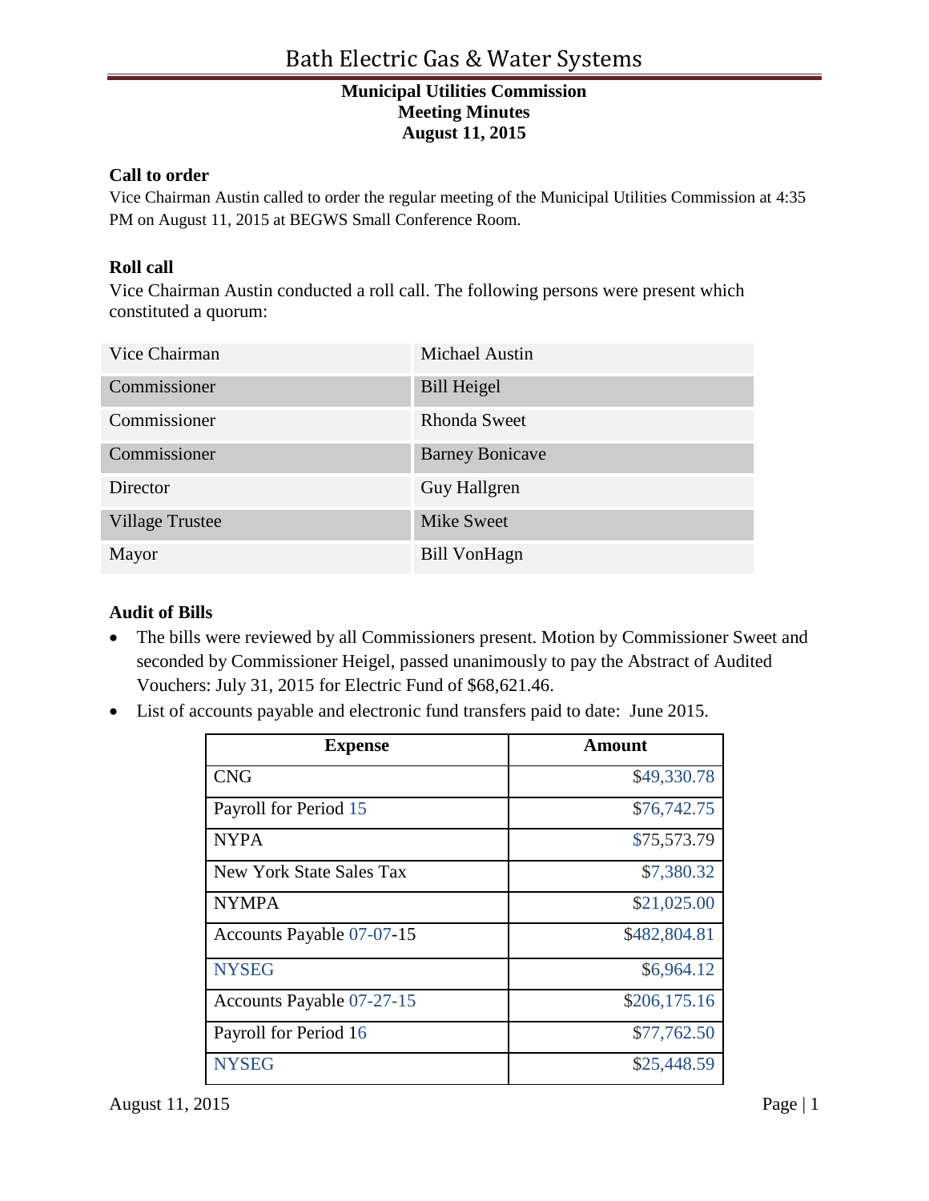# Bath Electric Gas & Water Systems

**Municipal Utilities Commission**
**Meeting Minutes**
**August 11, 2015**

## Call to order

Vice Chairman Austin called to order the regular meeting of the Municipal Utilities Commission at 4:35 PM on August 11, 2015 at BEGWS Small Conference Room.

## Roll call

Vice Chairman Austin conducted a roll call. The following persons were present which constituted a quorum:

| | |
|---|---|
| Vice Chairman | Michael Austin |
| Commissioner | Bill Heigel |
| Commissioner | Rhonda Sweet |
| Commissioner | Barney Bonicave |
| Director | Guy Hallgren |
| Village Trustee | Mike Sweet |
| Mayor | Bill VonHagn |

## Audit of Bills

- The bills were reviewed by all Commissioners present. Motion by Commissioner Sweet and seconded by Commissioner Heigel, passed unanimously to pay the Abstract of Audited Vouchers: July 31, 2015 for Electric Fund of $68,621.46.
- List of accounts payable and electronic fund transfers paid to date: June 2015.

| Expense | Amount |
|---|---:|
| CNG | $49,330.78 |
| Payroll for Period 15 | $76,742.75 |
| NYPA | $75,573.79 |
| New York State Sales Tax | $7,380.32 |
| NYMPA | $21,025.00 |
| Accounts Payable 07-07-15 | $482,804.81 |
| NYSEG | $6,964.12 |
| Accounts Payable 07-27-15 | $206,175.16 |
| Payroll for Period 16 | $77,762.50 |
| NYSEG | $25,448.59 |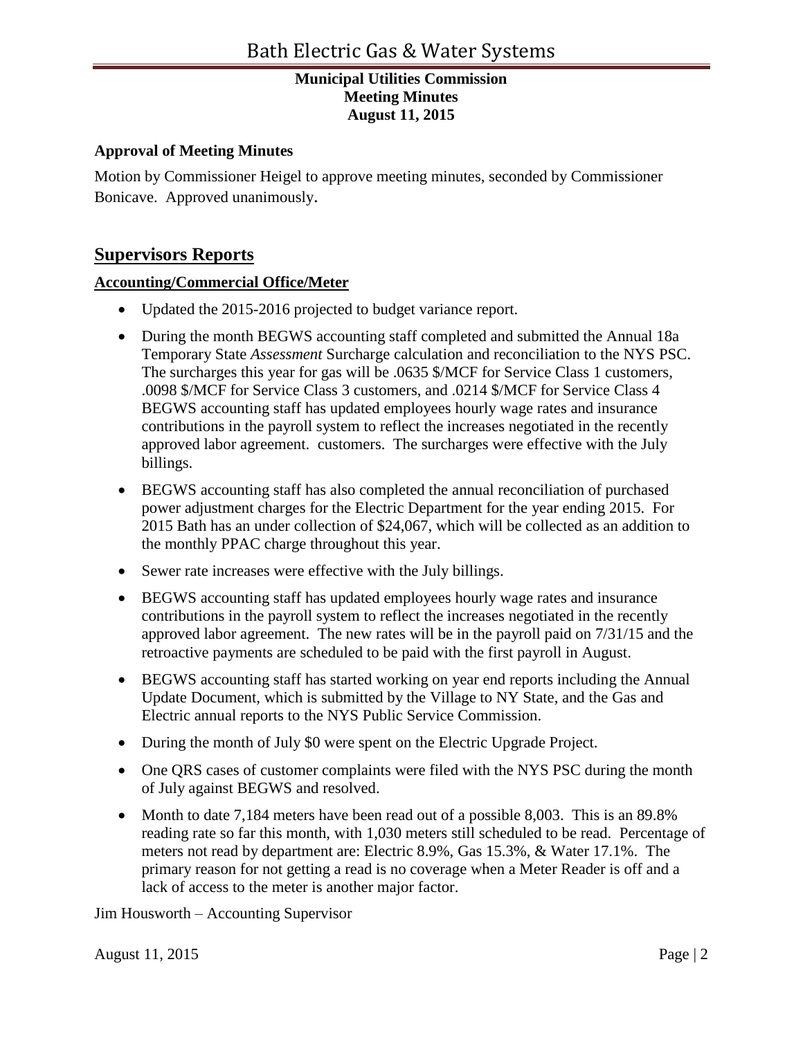# Bath Electric Gas & Water Systems

**Municipal Utilities Commission**
**Meeting Minutes**
**August 11, 2015**

**Approval of Meeting Minutes**

Motion by Commissioner Heigel to approve meeting minutes, seconded by Commissioner Bonicave. Approved unanimously.

## Supervisors Reports

### Accounting/Commercial Office/Meter

- Updated the 2015-2016 projected to budget variance report.
- During the month BEGWS accounting staff completed and submitted the Annual 18a Temporary State *Assessment* Surcharge calculation and reconciliation to the NYS PSC. The surcharges this year for gas will be .0635 $/MCF for Service Class 1 customers, .0098 $/MCF for Service Class 3 customers, and .0214 $/MCF for Service Class 4 BEGWS accounting staff has updated employees hourly wage rates and insurance contributions in the payroll system to reflect the increases negotiated in the recently approved labor agreement. customers. The surcharges were effective with the July billings.
- BEGWS accounting staff has also completed the annual reconciliation of purchased power adjustment charges for the Electric Department for the year ending 2015. For 2015 Bath has an under collection of $24,067, which will be collected as an addition to the monthly PPAC charge throughout this year.
- Sewer rate increases were effective with the July billings.
- BEGWS accounting staff has updated employees hourly wage rates and insurance contributions in the payroll system to reflect the increases negotiated in the recently approved labor agreement. The new rates will be in the payroll paid on 7/31/15 and the retroactive payments are scheduled to be paid with the first payroll in August.
- BEGWS accounting staff has started working on year end reports including the Annual Update Document, which is submitted by the Village to NY State, and the Gas and Electric annual reports to the NYS Public Service Commission.
- During the month of July $0 were spent on the Electric Upgrade Project.
- One QRS cases of customer complaints were filed with the NYS PSC during the month of July against BEGWS and resolved.
- Month to date 7,184 meters have been read out of a possible 8,003. This is an 89.8% reading rate so far this month, with 1,030 meters still scheduled to be read. Percentage of meters not read by department are: Electric 8.9%, Gas 15.3%, & Water 17.1%. The primary reason for not getting a read is no coverage when a Meter Reader is off and a lack of access to the meter is another major factor.

Jim Housworth – Accounting Supervisor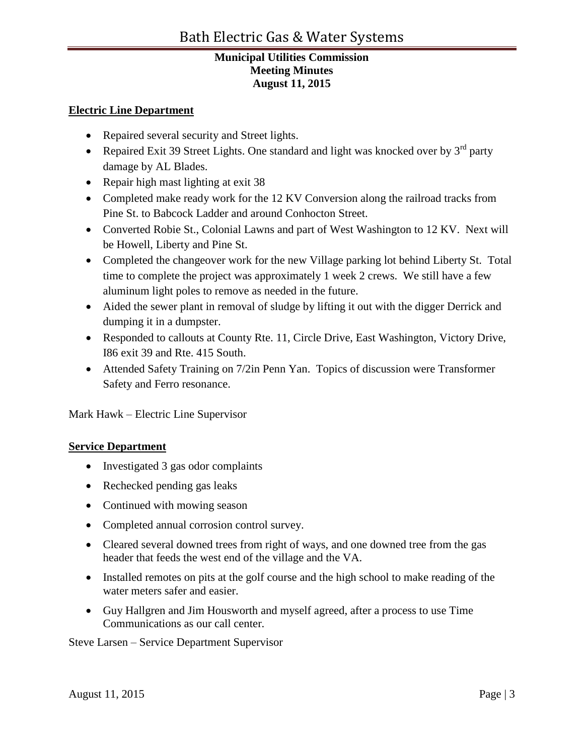**Municipal Utilities Commission**
**Meeting Minutes**
**August 11, 2015**

## Electric Line Department

- Repaired several security and Street lights.
- Repaired Exit 39 Street Lights. One standard and light was knocked over by 3rd party damage by AL Blades.
- Repair high mast lighting at exit 38
- Completed make ready work for the 12 KV Conversion along the railroad tracks from Pine St. to Babcock Ladder and around Conhocton Street.
- Converted Robie St., Colonial Lawns and part of West Washington to 12 KV. Next will be Howell, Liberty and Pine St.
- Completed the changeover work for the new Village parking lot behind Liberty St. Total time to complete the project was approximately 1 week 2 crews. We still have a few aluminum light poles to remove as needed in the future.
- Aided the sewer plant in removal of sludge by lifting it out with the digger Derrick and dumping it in a dumpster.
- Responded to callouts at County Rte. 11, Circle Drive, East Washington, Victory Drive, I86 exit 39 and Rte. 415 South.
- Attended Safety Training on 7/2in Penn Yan. Topics of discussion were Transformer Safety and Ferro resonance.

Mark Hawk – Electric Line Supervisor

## Service Department

- Investigated 3 gas odor complaints
- Rechecked pending gas leaks
- Continued with mowing season
- Completed annual corrosion control survey.
- Cleared several downed trees from right of ways, and one downed tree from the gas header that feeds the west end of the village and the VA.
- Installed remotes on pits at the golf course and the high school to make reading of the water meters safer and easier.
- Guy Hallgren and Jim Housworth and myself agreed, after a process to use Time Communications as our call center.

Steve Larsen – Service Department Supervisor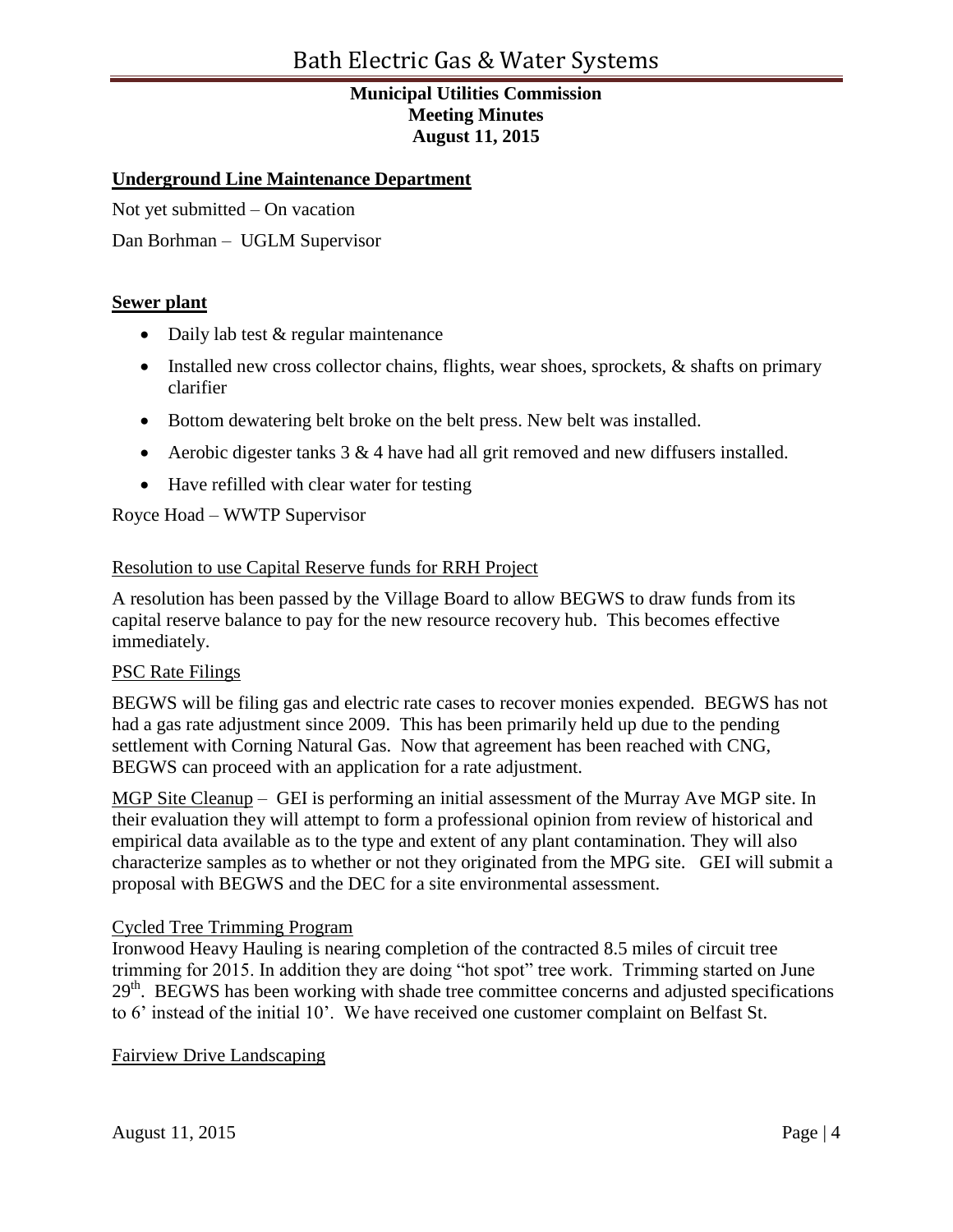**Underground Line Maintenance Department**

Not yet submitted – On vacation

Dan Borhman – UGLM Supervisor

**Sewer plant**

- Daily lab test & regular maintenance
- Installed new cross collector chains, flights, wear shoes, sprockets, & shafts on primary clarifier
- Bottom dewatering belt broke on the belt press. New belt was installed.
- Aerobic digester tanks 3 & 4 have had all grit removed and new diffusers installed.
- Have refilled with clear water for testing

Royce Hoad – WWTP Supervisor

Resolution to use Capital Reserve funds for RRH Project

A resolution has been passed by the Village Board to allow BEGWS to draw funds from its capital reserve balance to pay for the new resource recovery hub. This becomes effective immediately.

PSC Rate Filings

BEGWS will be filing gas and electric rate cases to recover monies expended. BEGWS has not had a gas rate adjustment since 2009. This has been primarily held up due to the pending settlement with Corning Natural Gas. Now that agreement has been reached with CNG, BEGWS can proceed with an application for a rate adjustment.

MGP Site Cleanup – GEI is performing an initial assessment of the Murray Ave MGP site. In their evaluation they will attempt to form a professional opinion from review of historical and empirical data available as to the type and extent of any plant contamination. They will also characterize samples as to whether or not they originated from the MPG site. GEI will submit a proposal with BEGWS and the DEC for a site environmental assessment.

Cycled Tree Trimming Program

Ironwood Heavy Hauling is nearing completion of the contracted 8.5 miles of circuit tree trimming for 2015. In addition they are doing "hot spot" tree work. Trimming started on June 29th. BEGWS has been working with shade tree committee concerns and adjusted specifications to 6' instead of the initial 10'. We have received one customer complaint on Belfast St.

Fairview Drive Landscaping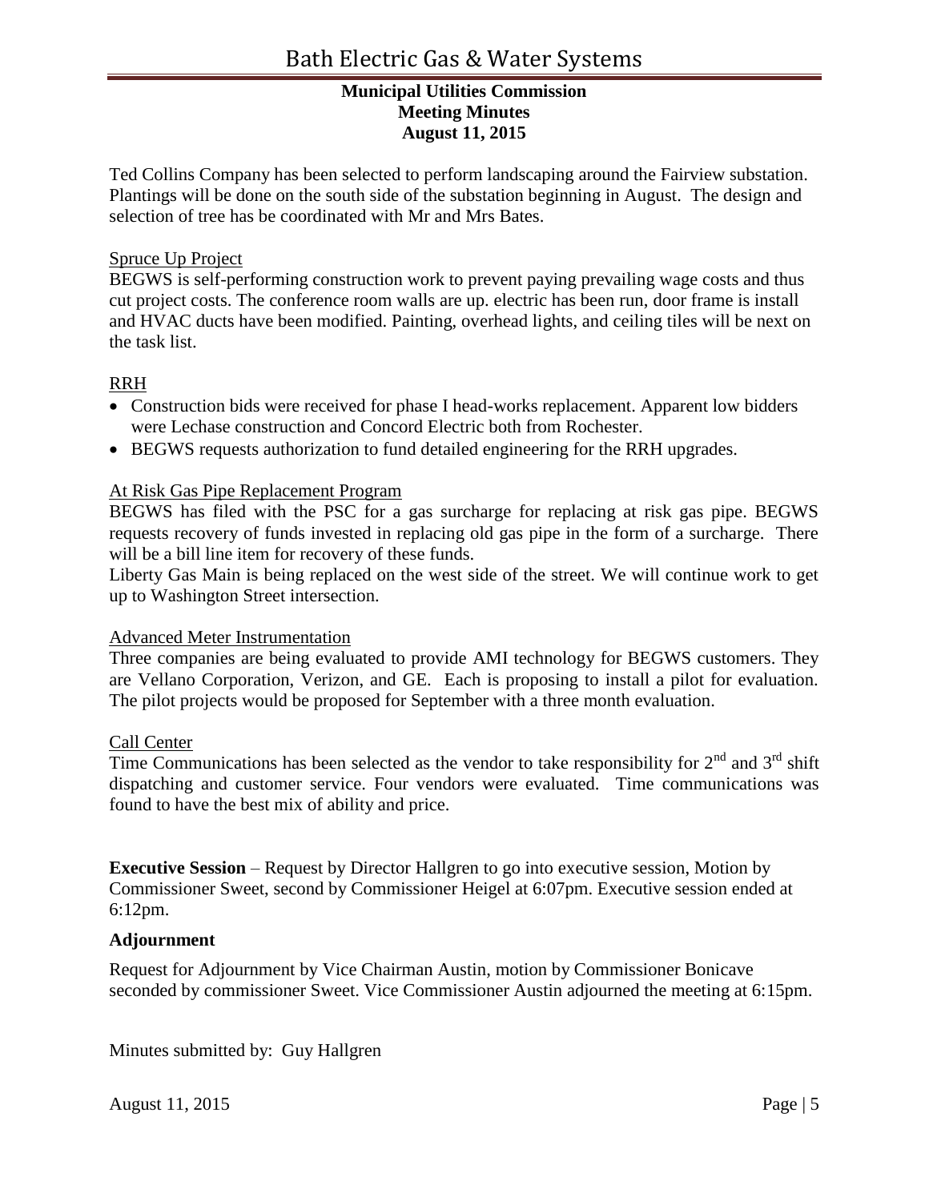Ted Collins Company has been selected to perform landscaping around the Fairview substation. Plantings will be done on the south side of the substation beginning in August. The design and selection of tree has be coordinated with Mr and Mrs Bates.

Spruce Up Project

BEGWS is self-performing construction work to prevent paying prevailing wage costs and thus cut project costs. The conference room walls are up. electric has been run, door frame is install and HVAC ducts have been modified. Painting, overhead lights, and ceiling tiles will be next on the task list.

RRH

- Construction bids were received for phase I head-works replacement. Apparent low bidders were Lechase construction and Concord Electric both from Rochester.
- BEGWS requests authorization to fund detailed engineering for the RRH upgrades.

At Risk Gas Pipe Replacement Program

BEGWS has filed with the PSC for a gas surcharge for replacing at risk gas pipe. BEGWS requests recovery of funds invested in replacing old gas pipe in the form of a surcharge. There will be a bill line item for recovery of these funds.

Liberty Gas Main is being replaced on the west side of the street. We will continue work to get up to Washington Street intersection.

Advanced Meter Instrumentation

Three companies are being evaluated to provide AMI technology for BEGWS customers. They are Vellano Corporation, Verizon, and GE. Each is proposing to install a pilot for evaluation. The pilot projects would be proposed for September with a three month evaluation.

Call Center

Time Communications has been selected as the vendor to take responsibility for 2nd and 3rd shift dispatching and customer service. Four vendors were evaluated. Time communications was found to have the best mix of ability and price.

**Executive Session** – Request by Director Hallgren to go into executive session, Motion by Commissioner Sweet, second by Commissioner Heigel at 6:07pm. Executive session ended at 6:12pm.

**Adjournment**

Request for Adjournment by Vice Chairman Austin, motion by Commissioner Bonicave seconded by commissioner Sweet. Vice Commissioner Austin adjourned the meeting at 6:15pm.

Minutes submitted by: Guy Hallgren